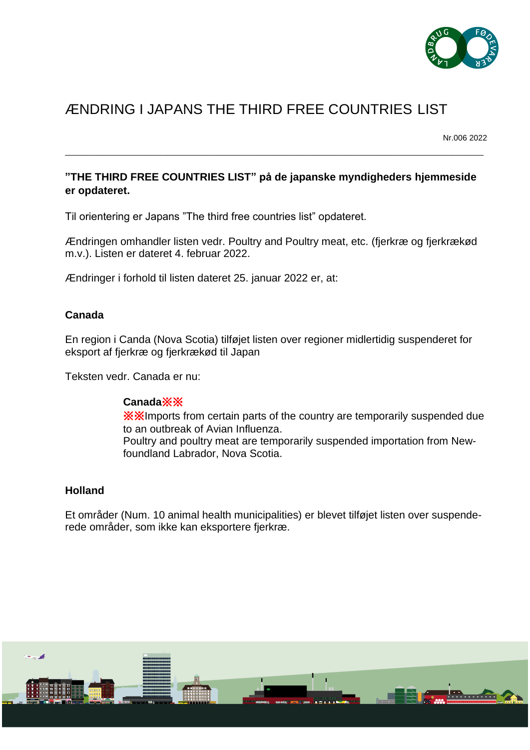# ÆNDRING I JAPANS THE THIRD FREE COUNTRIES LIST

Nr.006 2022

---

**"THE THIRD FREE COUNTRIES LIST" på de japanske myndigheders hjemmeside er opdateret.**

Til orientering er Japans "The third free countries list" opdateret.

Ændringen omhandler listen vedr. Poultry and Poultry meat, etc. (fjerkræ og fjerkrækød m.v.). Listen er dateret 4. februar 2022.

Ændringer i forhold til listen dateret 25. januar 2022 er, at:

### Canada

En region i Canda (Nova Scotia) tilføjet listen over regioner midlertidig suspenderet for eksport af fjerkræ og fjerkrækød til Japan

Teksten vedr. Canada er nu:

> **Canada※※**
> ※※Imports from certain parts of the country are temporarily suspended due to an outbreak of Avian Influenza.
> Poultry and poultry meat are temporarily suspended importation from New-foundland Labrador, Nova Scotia.

### Holland

Et områder (Num. 10 animal health municipalities) er blevet tilføjet listen over suspenderede områder, som ikke kan eksportere fjerkræ.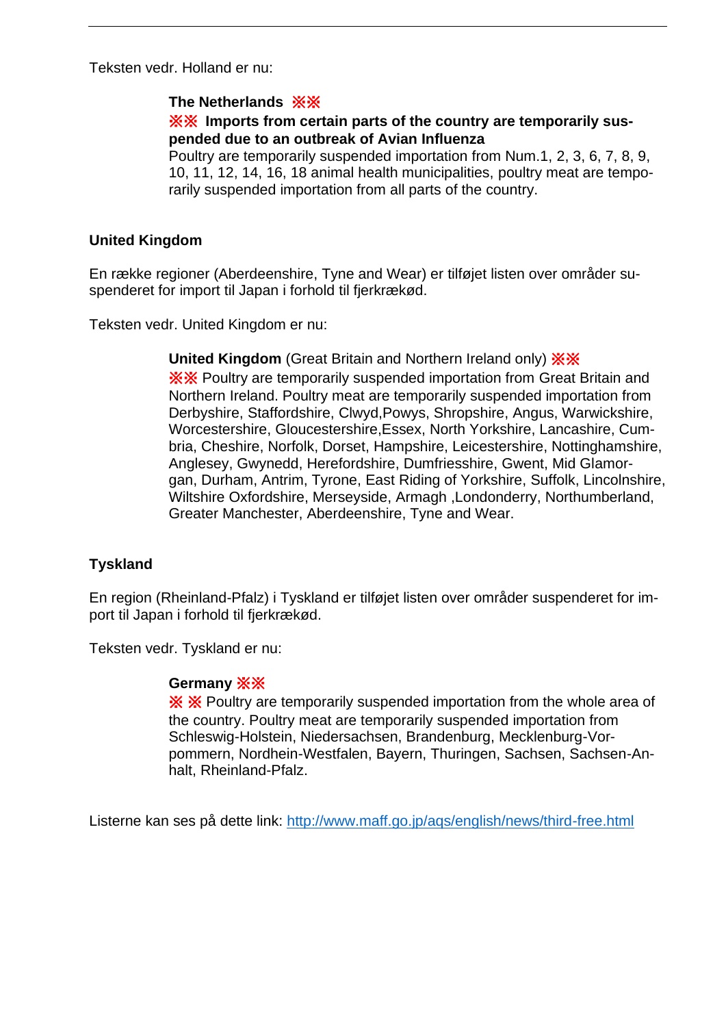Teksten vedr. Holland er nu:

> **The Netherlands** ※※
> **※※ Imports from certain parts of the country are temporarily suspended due to an outbreak of Avian Influenza**
> Poultry are temporarily suspended importation from Num.1, 2, 3, 6, 7, 8, 9, 10, 11, 12, 14, 16, 18 animal health municipalities, poultry meat are temporarily suspended importation from all parts of the country.

**United Kingdom**

En række regioner (Aberdeenshire, Tyne and Wear) er tilføjet listen over områder suspenderet for import til Japan i forhold til fjerkrækød.

Teksten vedr. United Kingdom er nu:

> **United Kingdom** (Great Britain and Northern Ireland only) ※※
> ※※ Poultry are temporarily suspended importation from Great Britain and Northern Ireland. Poultry meat are temporarily suspended importation from Derbyshire, Staffordshire, Clwyd,Powys, Shropshire, Angus, Warwickshire, Worcestershire, Gloucestershire,Essex, North Yorkshire, Lancashire, Cumbria, Cheshire, Norfolk, Dorset, Hampshire, Leicestershire, Nottinghamshire, Anglesey, Gwynedd, Herefordshire, Dumfriesshire, Gwent, Mid Glamorgan, Durham, Antrim, Tyrone, East Riding of Yorkshire, Suffolk, Lincolnshire, Wiltshire Oxfordshire, Merseyside, Armagh ,Londonderry, Northumberland, Greater Manchester, Aberdeenshire, Tyne and Wear.

**Tyskland**

En region (Rheinland-Pfalz) i Tyskland er tilføjet listen over områder suspenderet for import til Japan i forhold til fjerkrækød.

Teksten vedr. Tyskland er nu:

> **Germany** ※※
> ※ ※ Poultry are temporarily suspended importation from the whole area of the country. Poultry meat are temporarily suspended importation from Schleswig-Holstein, Niedersachsen, Brandenburg, Mecklenburg-Vorpommern, Nordhein-Westfalen, Bayern, Thuringen, Sachsen, Sachsen-Anhalt, Rheinland-Pfalz.

Listerne kan ses på dette link: http://www.maff.go.jp/aqs/english/news/third-free.html